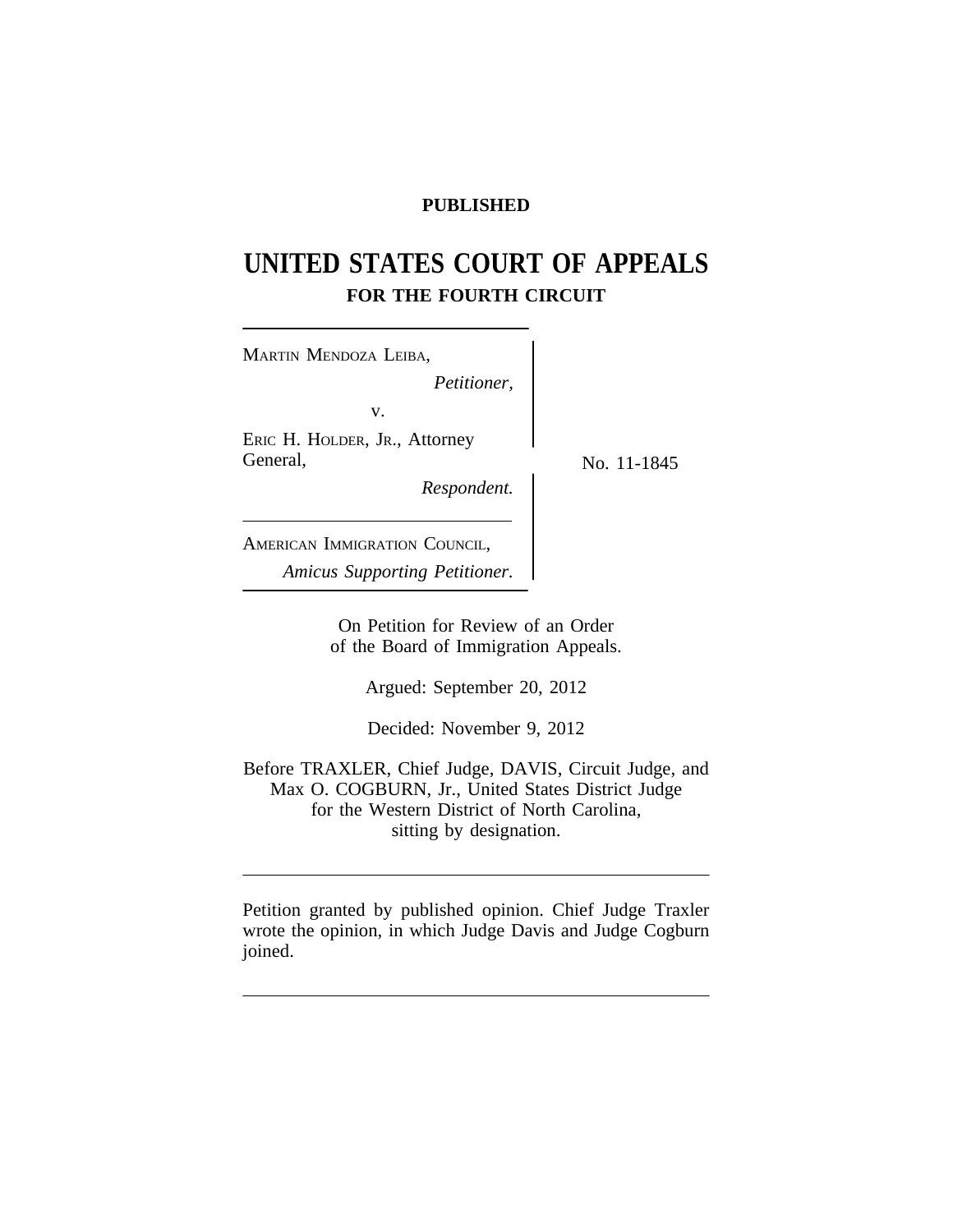**PUBLISHED**

# UNITED STATES COURT OF APPEALS
## FOR THE FOURTH CIRCUIT

MARTIN MENDOZA LEIBA,
*Petitioner,*

v.

ERIC H. HOLDER, JR., Attorney General,
*Respondent.*

No. 11-1845

AMERICAN IMMIGRATION COUNCIL,
*Amicus Supporting Petitioner.*

On Petition for Review of an Order of the Board of Immigration Appeals.

Argued: September 20, 2012

Decided: November 9, 2012

Before TRAXLER, Chief Judge, DAVIS, Circuit Judge, and Max O. COGBURN, Jr., United States District Judge for the Western District of North Carolina, sitting by designation.

---

Petition granted by published opinion. Chief Judge Traxler wrote the opinion, in which Judge Davis and Judge Cogburn joined.

---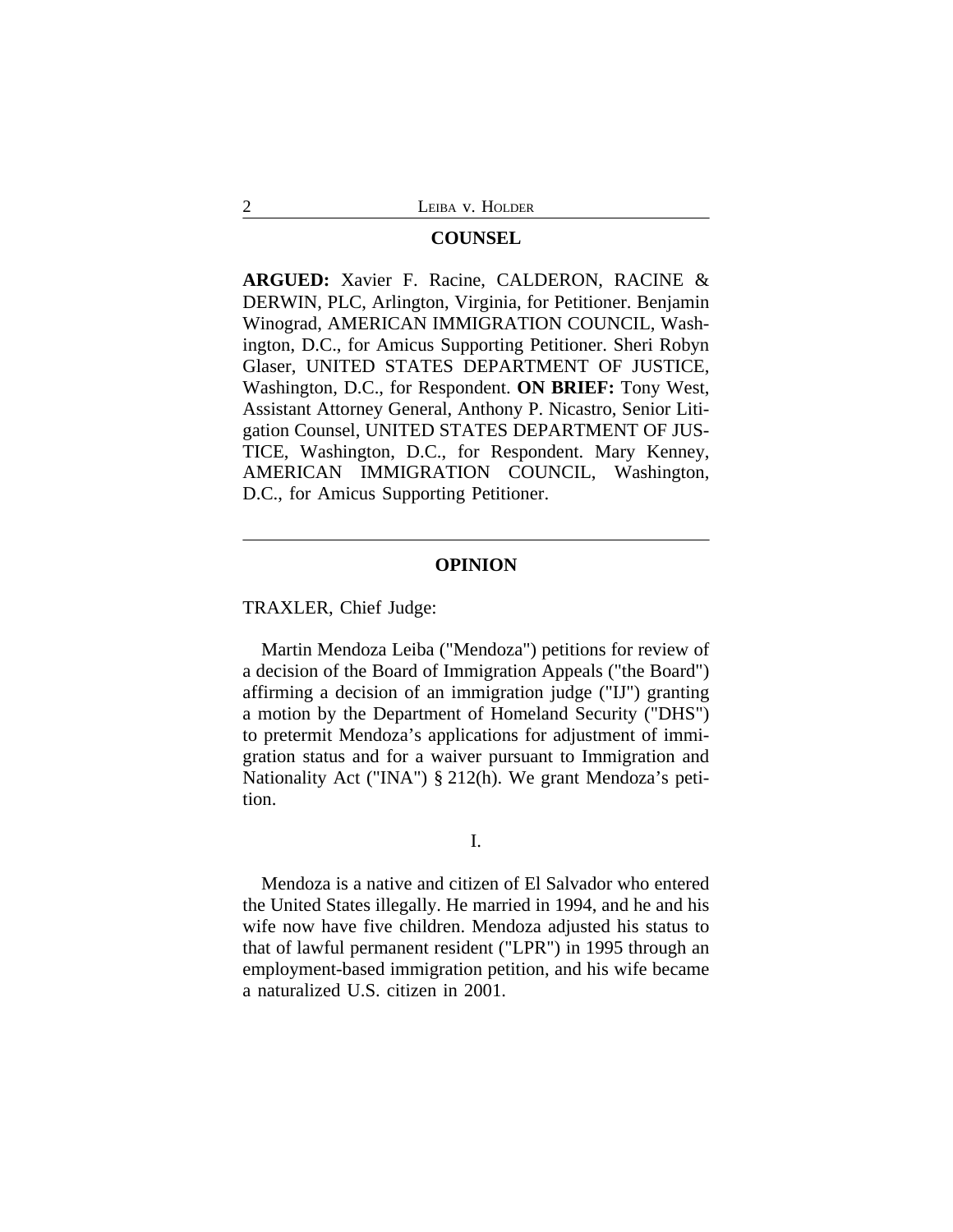## COUNSEL

**ARGUED:** Xavier F. Racine, CALDERON, RACINE & DERWIN, PLC, Arlington, Virginia, for Petitioner. Benjamin Winograd, AMERICAN IMMIGRATION COUNCIL, Washington, D.C., for Amicus Supporting Petitioner. Sheri Robyn Glaser, UNITED STATES DEPARTMENT OF JUSTICE, Washington, D.C., for Respondent. **ON BRIEF:** Tony West, Assistant Attorney General, Anthony P. Nicastro, Senior Litigation Counsel, UNITED STATES DEPARTMENT OF JUSTICE, Washington, D.C., for Respondent. Mary Kenney, AMERICAN IMMIGRATION COUNCIL, Washington, D.C., for Amicus Supporting Petitioner.

---

## OPINION

TRAXLER, Chief Judge:

Martin Mendoza Leiba ("Mendoza") petitions for review of a decision of the Board of Immigration Appeals ("the Board") affirming a decision of an immigration judge ("IJ") granting a motion by the Department of Homeland Security ("DHS") to pretermit Mendoza's applications for adjustment of immigration status and for a waiver pursuant to Immigration and Nationality Act ("INA") § 212(h). We grant Mendoza's petition.

### I.

Mendoza is a native and citizen of El Salvador who entered the United States illegally. He married in 1994, and he and his wife now have five children. Mendoza adjusted his status to that of lawful permanent resident ("LPR") in 1995 through an employment-based immigration petition, and his wife became a naturalized U.S. citizen in 2001.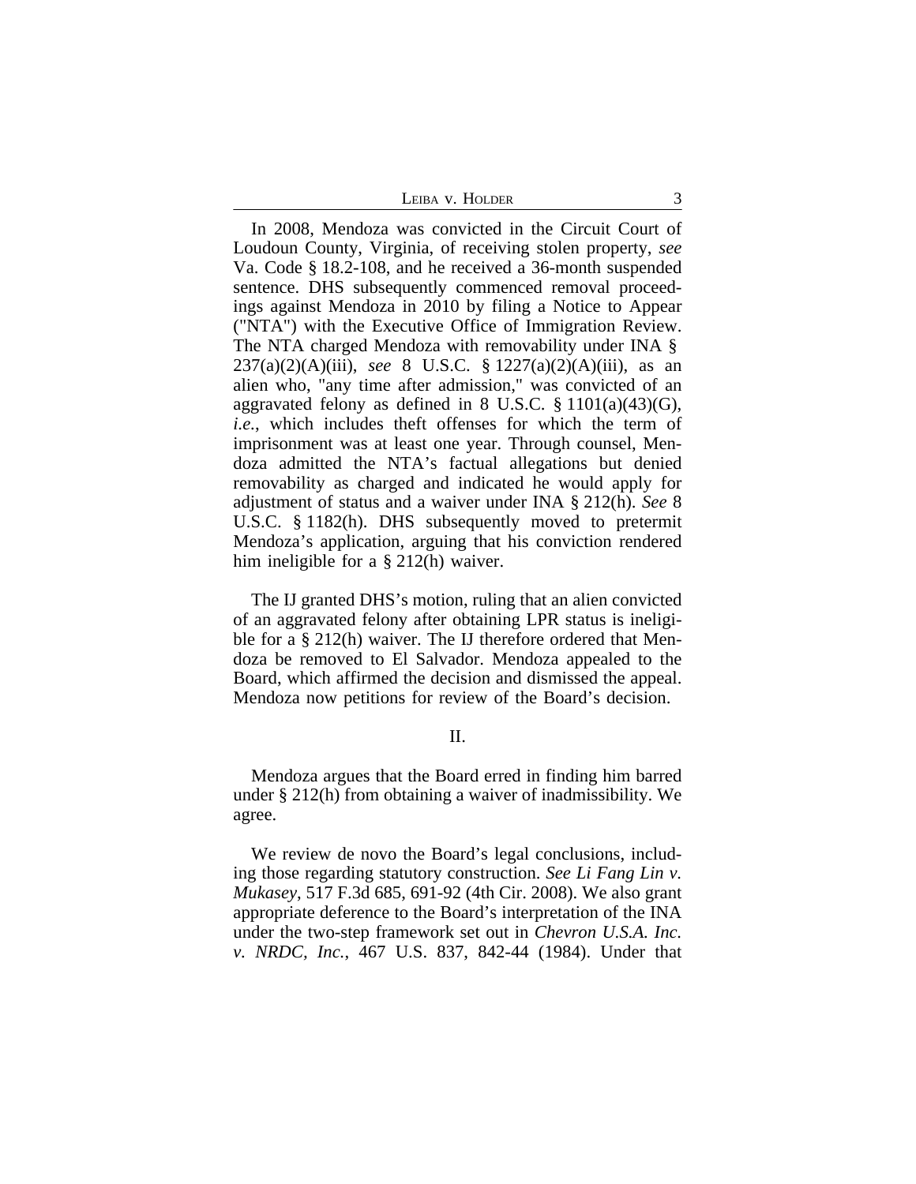In 2008, Mendoza was convicted in the Circuit Court of Loudoun County, Virginia, of receiving stolen property, *see* Va. Code § 18.2-108, and he received a 36-month suspended sentence. DHS subsequently commenced removal proceedings against Mendoza in 2010 by filing a Notice to Appear ("NTA") with the Executive Office of Immigration Review. The NTA charged Mendoza with removability under INA § 237(a)(2)(A)(iii), *see* 8 U.S.C. § 1227(a)(2)(A)(iii), as an alien who, "any time after admission," was convicted of an aggravated felony as defined in 8 U.S.C. § 1101(a)(43)(G), *i.e.*, which includes theft offenses for which the term of imprisonment was at least one year. Through counsel, Mendoza admitted the NTA's factual allegations but denied removability as charged and indicated he would apply for adjustment of status and a waiver under INA § 212(h). *See* 8 U.S.C. § 1182(h). DHS subsequently moved to pretermit Mendoza's application, arguing that his conviction rendered him ineligible for a § 212(h) waiver.

The IJ granted DHS's motion, ruling that an alien convicted of an aggravated felony after obtaining LPR status is ineligible for a § 212(h) waiver. The IJ therefore ordered that Mendoza be removed to El Salvador. Mendoza appealed to the Board, which affirmed the decision and dismissed the appeal. Mendoza now petitions for review of the Board's decision.

## II.

Mendoza argues that the Board erred in finding him barred under § 212(h) from obtaining a waiver of inadmissibility. We agree.

We review de novo the Board's legal conclusions, including those regarding statutory construction. *See Li Fang Lin v. Mukasey*, 517 F.3d 685, 691-92 (4th Cir. 2008). We also grant appropriate deference to the Board's interpretation of the INA under the two-step framework set out in *Chevron U.S.A. Inc. v. NRDC, Inc.*, 467 U.S. 837, 842-44 (1984). Under that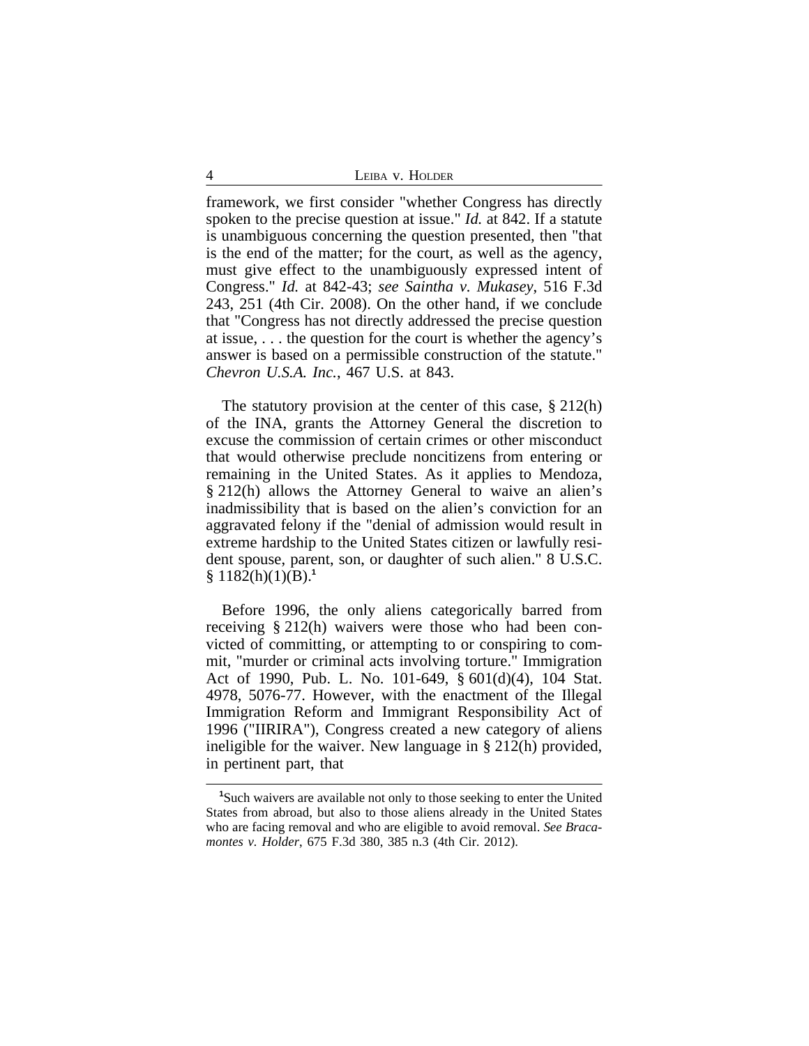framework, we first consider "whether Congress has directly spoken to the precise question at issue." *Id.* at 842. If a statute is unambiguous concerning the question presented, then "that is the end of the matter; for the court, as well as the agency, must give effect to the unambiguously expressed intent of Congress." *Id.* at 842-43; *see Saintha v. Mukasey*, 516 F.3d 243, 251 (4th Cir. 2008). On the other hand, if we conclude that "Congress has not directly addressed the precise question at issue, . . . the question for the court is whether the agency's answer is based on a permissible construction of the statute." *Chevron U.S.A. Inc.*, 467 U.S. at 843.

The statutory provision at the center of this case, § 212(h) of the INA, grants the Attorney General the discretion to excuse the commission of certain crimes or other misconduct that would otherwise preclude noncitizens from entering or remaining in the United States. As it applies to Mendoza, § 212(h) allows the Attorney General to waive an alien's inadmissibility that is based on the alien's conviction for an aggravated felony if the "denial of admission would result in extreme hardship to the United States citizen or lawfully resident spouse, parent, son, or daughter of such alien." 8 U.S.C. § 1182(h)(1)(B).[1]

Before 1996, the only aliens categorically barred from receiving § 212(h) waivers were those who had been convicted of committing, or attempting to or conspiring to commit, "murder or criminal acts involving torture." Immigration Act of 1990, Pub. L. No. 101-649, § 601(d)(4), 104 Stat. 4978, 5076-77. However, with the enactment of the Illegal Immigration Reform and Immigrant Responsibility Act of 1996 ("IIRIRA"), Congress created a new category of aliens ineligible for the waiver. New language in § 212(h) provided, in pertinent part, that

[1]Such waivers are available not only to those seeking to enter the United States from abroad, but also to those aliens already in the United States who are facing removal and who are eligible to avoid removal. *See Bracamontes v. Holder*, 675 F.3d 380, 385 n.3 (4th Cir. 2012).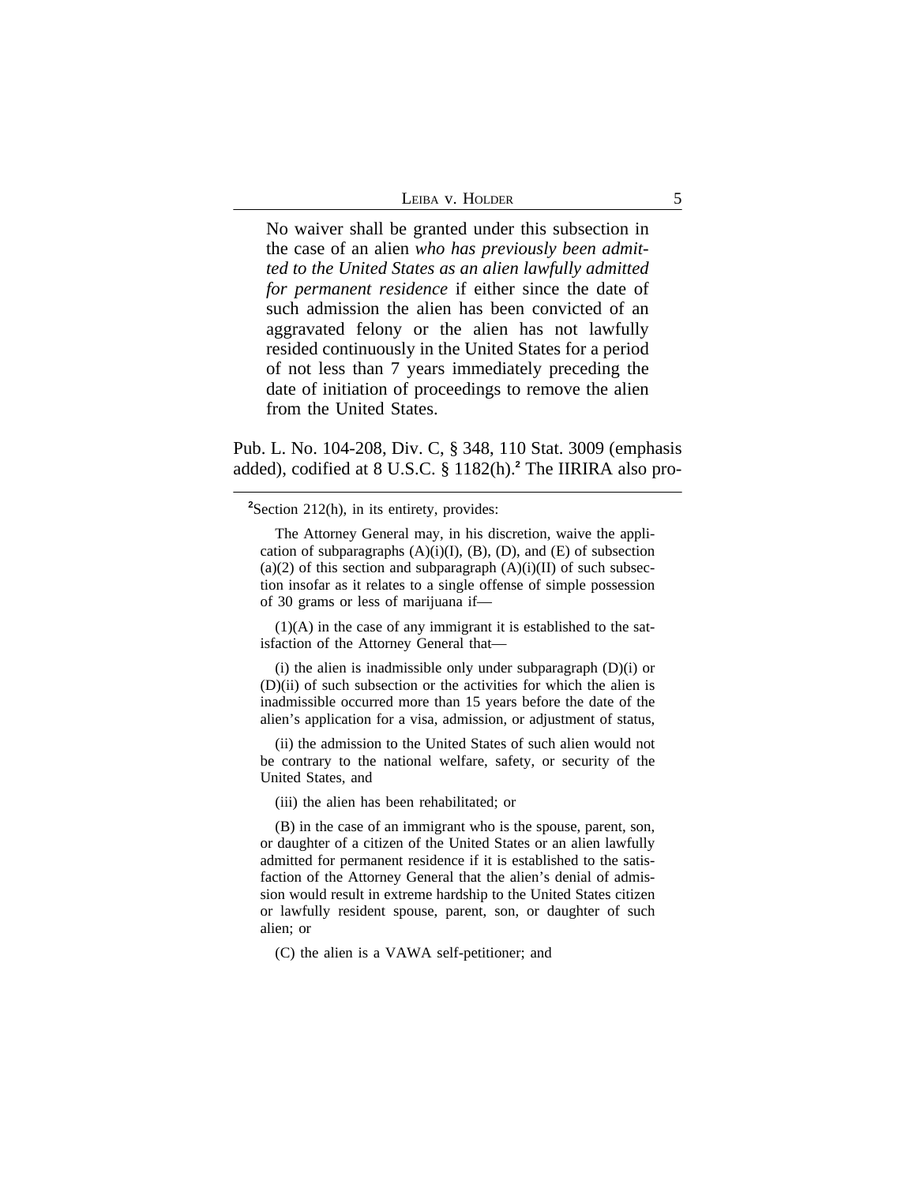> No waiver shall be granted under this subsection in the case of an alien *who has previously been admitted to the United States as an alien lawfully admitted for permanent residence* if either since the date of such admission the alien has been convicted of an aggravated felony or the alien has not lawfully resided continuously in the United States for a period of not less than 7 years immediately preceding the date of initiation of proceedings to remove the alien from the United States.

Pub. L. No. 104-208, Div. C, § 348, 110 Stat. 3009 (emphasis added), codified at 8 U.S.C. § 1182(h).[2] The IIRIRA also pro-

---

[2]Section 212(h), in its entirety, provides:

> The Attorney General may, in his discretion, waive the application of subparagraphs (A)(i)(I), (B), (D), and (E) of subsection (a)(2) of this section and subparagraph (A)(i)(II) of such subsection insofar as it relates to a single offense of simple possession of 30 grams or less of marijuana if—
>
> (1)(A) in the case of any immigrant it is established to the satisfaction of the Attorney General that—
>
> (i) the alien is inadmissible only under subparagraph (D)(i) or (D)(ii) of such subsection or the activities for which the alien is inadmissible occurred more than 15 years before the date of the alien's application for a visa, admission, or adjustment of status,
>
> (ii) the admission to the United States of such alien would not be contrary to the national welfare, safety, or security of the United States, and
>
> (iii) the alien has been rehabilitated; or
>
> (B) in the case of an immigrant who is the spouse, parent, son, or daughter of a citizen of the United States or an alien lawfully admitted for permanent residence if it is established to the satisfaction of the Attorney General that the alien's denial of admission would result in extreme hardship to the United States citizen or lawfully resident spouse, parent, son, or daughter of such alien; or
>
> (C) the alien is a VAWA self-petitioner; and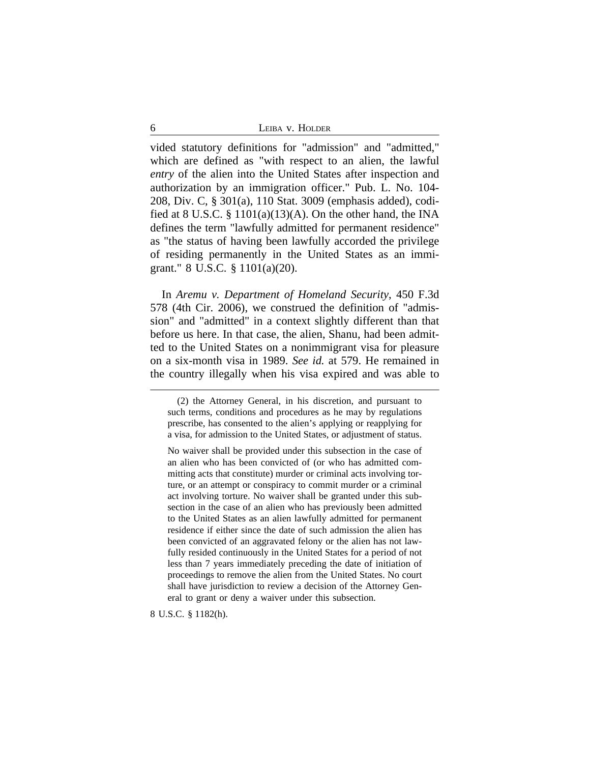vided statutory definitions for "admission" and "admitted," which are defined as "with respect to an alien, the lawful *entry* of the alien into the United States after inspection and authorization by an immigration officer." Pub. L. No. 104-208, Div. C, § 301(a), 110 Stat. 3009 (emphasis added), codified at 8 U.S.C. § 1101(a)(13)(A). On the other hand, the INA defines the term "lawfully admitted for permanent residence" as "the status of having been lawfully accorded the privilege of residing permanently in the United States as an immigrant." 8 U.S.C. § 1101(a)(20).

In *Aremu v. Department of Homeland Security*, 450 F.3d 578 (4th Cir. 2006), we construed the definition of "admission" and "admitted" in a context slightly different than that before us here. In that case, the alien, Shanu, had been admitted to the United States on a nonimmigrant visa for pleasure on a six-month visa in 1989. *See id.* at 579. He remained in the country illegally when his visa expired and was able to

---

> (2) the Attorney General, in his discretion, and pursuant to such terms, conditions and procedures as he may by regulations prescribe, has consented to the alien's applying or reapplying for a visa, for admission to the United States, or adjustment of status.
>
> No waiver shall be provided under this subsection in the case of an alien who has been convicted of (or who has admitted committing acts that constitute) murder or criminal acts involving torture, or an attempt or conspiracy to commit murder or a criminal act involving torture. No waiver shall be granted under this subsection in the case of an alien who has previously been admitted to the United States as an alien lawfully admitted for permanent residence if either since the date of such admission the alien has been convicted of an aggravated felony or the alien has not lawfully resided continuously in the United States for a period of not less than 7 years immediately preceding the date of initiation of proceedings to remove the alien from the United States. No court shall have jurisdiction to review a decision of the Attorney General to grant or deny a waiver under this subsection.

8 U.S.C. § 1182(h).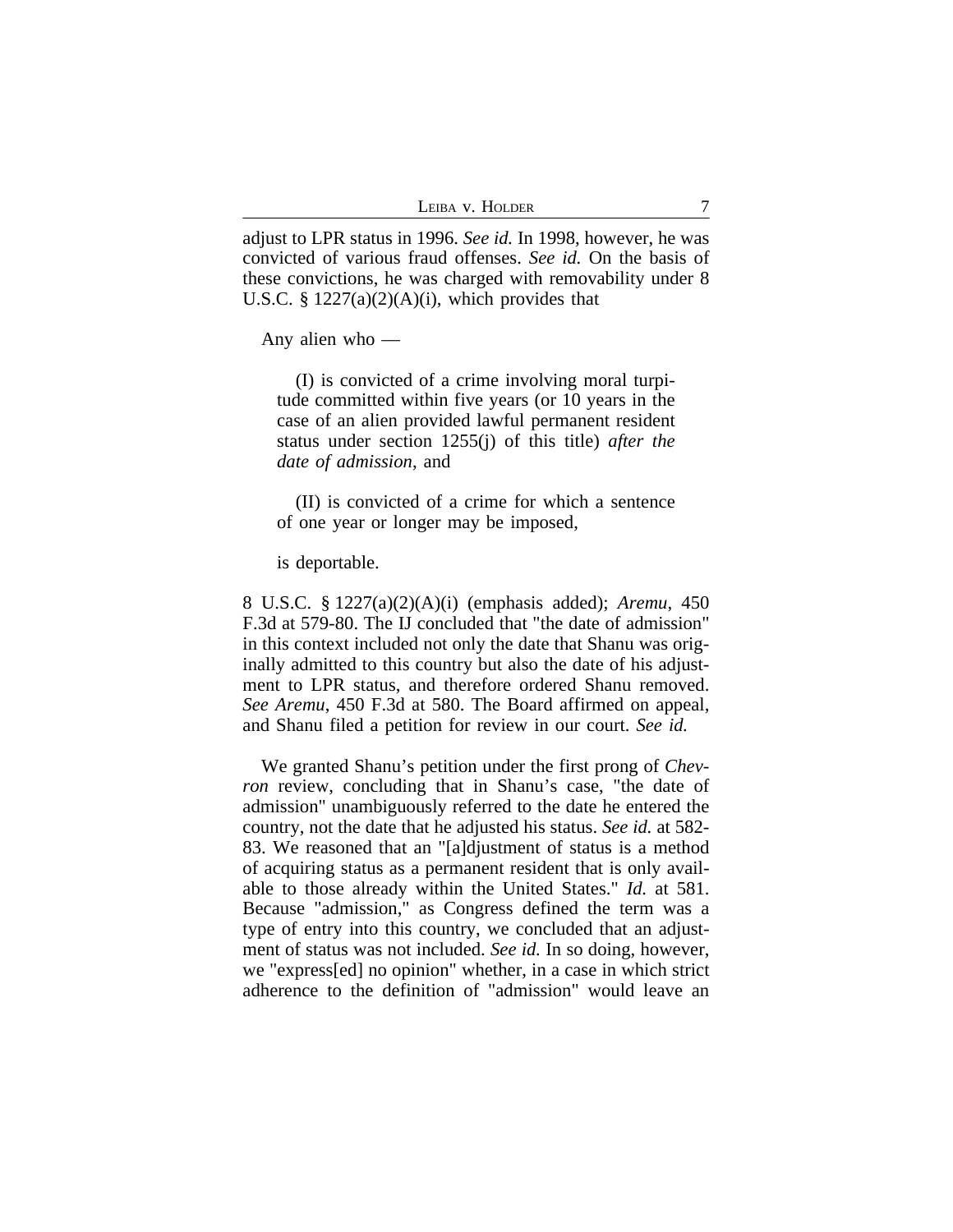adjust to LPR status in 1996. *See id.* In 1998, however, he was convicted of various fraud offenses. *See id.* On the basis of these convictions, he was charged with removability under 8 U.S.C. § 1227(a)(2)(A)(i), which provides that

> Any alien who —
>
> (I) is convicted of a crime involving moral turpitude committed within five years (or 10 years in the case of an alien provided lawful permanent resident status under section 1255(j) of this title) *after the date of admission*, and
>
> (II) is convicted of a crime for which a sentence of one year or longer may be imposed,
>
> is deportable.

8 U.S.C. § 1227(a)(2)(A)(i) (emphasis added); *Aremu*, 450 F.3d at 579-80. The IJ concluded that "the date of admission" in this context included not only the date that Shanu was originally admitted to this country but also the date of his adjustment to LPR status, and therefore ordered Shanu removed. *See Aremu*, 450 F.3d at 580. The Board affirmed on appeal, and Shanu filed a petition for review in our court. *See id.*

We granted Shanu's petition under the first prong of *Chevron* review, concluding that in Shanu's case, "the date of admission" unambiguously referred to the date he entered the country, not the date that he adjusted his status. *See id.* at 582-83. We reasoned that an "[a]djustment of status is a method of acquiring status as a permanent resident that is only available to those already within the United States." *Id.* at 581. Because "admission," as Congress defined the term was a type of entry into this country, we concluded that an adjustment of status was not included. *See id.* In so doing, however, we "express[ed] no opinion" whether, in a case in which strict adherence to the definition of "admission" would leave an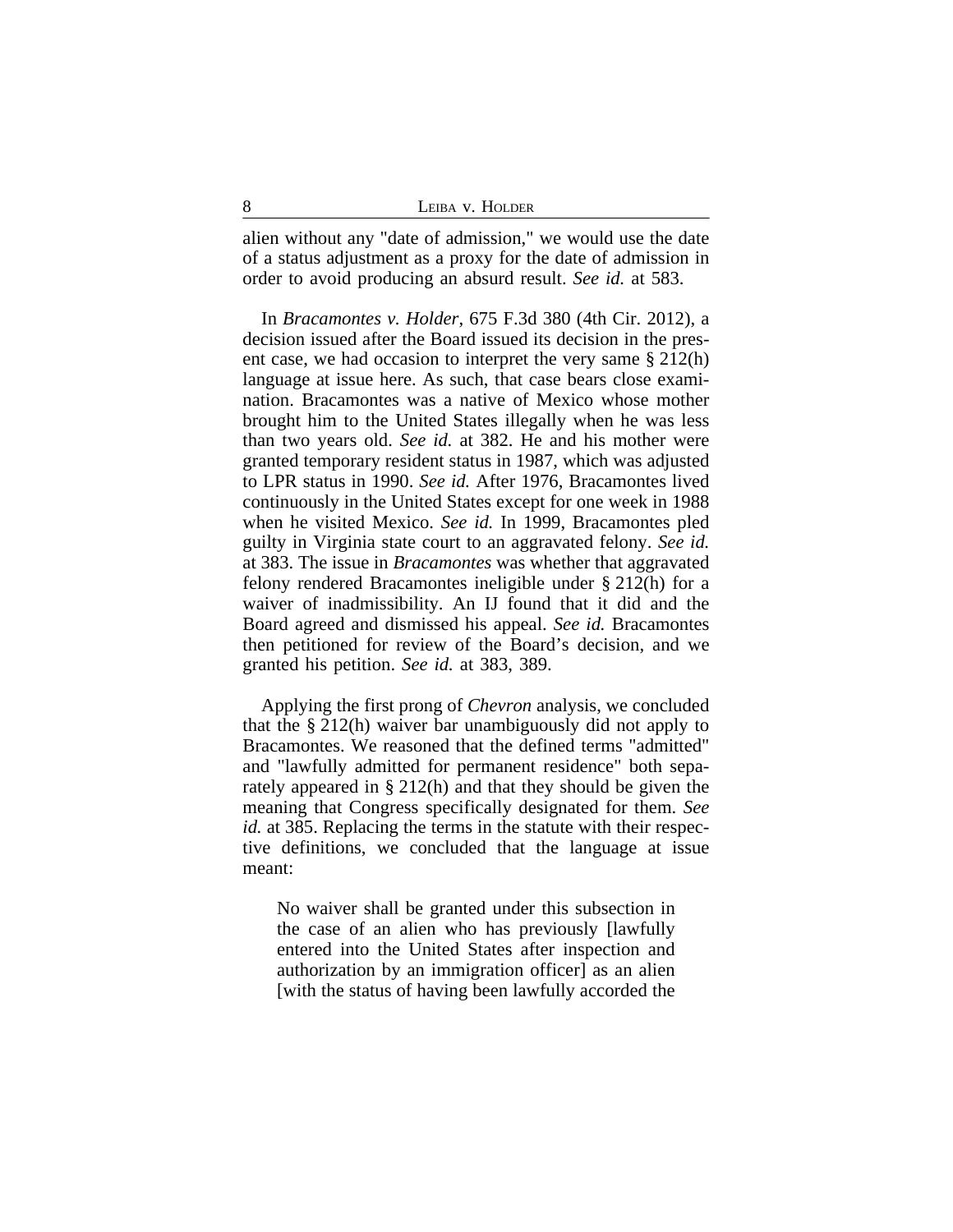alien without any "date of admission," we would use the date of a status adjustment as a proxy for the date of admission in order to avoid producing an absurd result. *See id.* at 583.

In *Bracamontes v. Holder*, 675 F.3d 380 (4th Cir. 2012), a decision issued after the Board issued its decision in the present case, we had occasion to interpret the very same § 212(h) language at issue here. As such, that case bears close examination. Bracamontes was a native of Mexico whose mother brought him to the United States illegally when he was less than two years old. *See id.* at 382. He and his mother were granted temporary resident status in 1987, which was adjusted to LPR status in 1990. *See id.* After 1976, Bracamontes lived continuously in the United States except for one week in 1988 when he visited Mexico. *See id.* In 1999, Bracamontes pled guilty in Virginia state court to an aggravated felony. *See id.* at 383. The issue in *Bracamontes* was whether that aggravated felony rendered Bracamontes ineligible under § 212(h) for a waiver of inadmissibility. An IJ found that it did and the Board agreed and dismissed his appeal. *See id.* Bracamontes then petitioned for review of the Board's decision, and we granted his petition. *See id.* at 383, 389.

Applying the first prong of *Chevron* analysis, we concluded that the § 212(h) waiver bar unambiguously did not apply to Bracamontes. We reasoned that the defined terms "admitted" and "lawfully admitted for permanent residence" both separately appeared in § 212(h) and that they should be given the meaning that Congress specifically designated for them. *See id.* at 385. Replacing the terms in the statute with their respective definitions, we concluded that the language at issue meant:

> No waiver shall be granted under this subsection in the case of an alien who has previously [lawfully entered into the United States after inspection and authorization by an immigration officer] as an alien [with the status of having been lawfully accorded the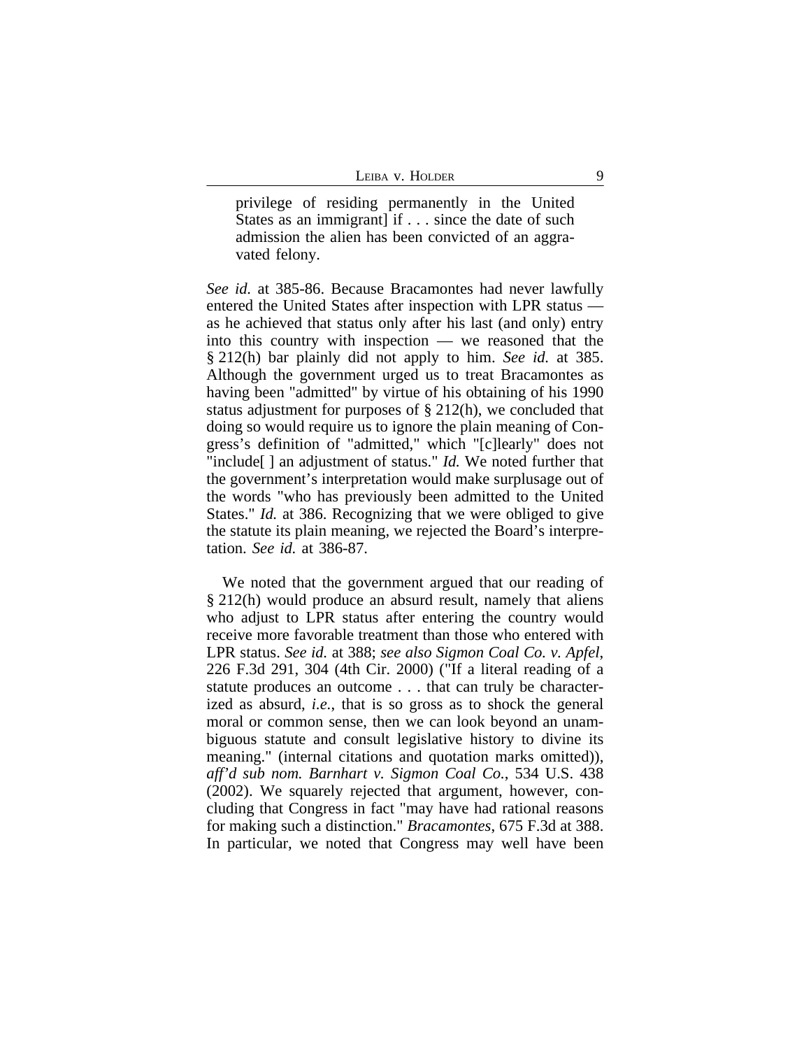> privilege of residing permanently in the United States as an immigrant] if . . . since the date of such admission the alien has been convicted of an aggravated felony.

*See id.* at 385-86. Because Bracamontes had never lawfully entered the United States after inspection with LPR status — as he achieved that status only after his last (and only) entry into this country with inspection — we reasoned that the § 212(h) bar plainly did not apply to him. *See id.* at 385. Although the government urged us to treat Bracamontes as having been "admitted" by virtue his obtaining of his 1990 status adjustment for purposes of § 212(h), we concluded that doing so would require us to ignore the plain meaning of Congress's definition of "admitted," which "[c]learly" does not "include[ ] an adjustment of status." *Id.* We noted further that the government's interpretation would make surplusage out of the words "who has previously been admitted to the United States." *Id.* at 386. Recognizing that we were obliged to give the statute its plain meaning, we rejected the Board's interpretation. *See id.* at 386-87.

We noted that the government argued that our reading of § 212(h) would produce an absurd result, namely that aliens who adjust to LPR status after entering the country would receive more favorable treatment than those who entered with LPR status. *See id.* at 388; *see also Sigmon Coal Co. v. Apfel*, 226 F.3d 291, 304 (4th Cir. 2000) ("If a literal reading of a statute produces an outcome . . . that can truly be characterized as absurd, *i.e.*, that is so gross as to shock the general moral or common sense, then we can look beyond an unambiguous statute and consult legislative history to divine its meaning." (internal citations and quotation marks omitted)), *aff'd sub nom. Barnhart v. Sigmon Coal Co.*, 534 U.S. 438 (2002). We squarely rejected that argument, however, concluding that Congress in fact "may have had rational reasons for making such a distinction." *Bracamontes*, 675 F.3d at 388. In particular, we noted that Congress may well have been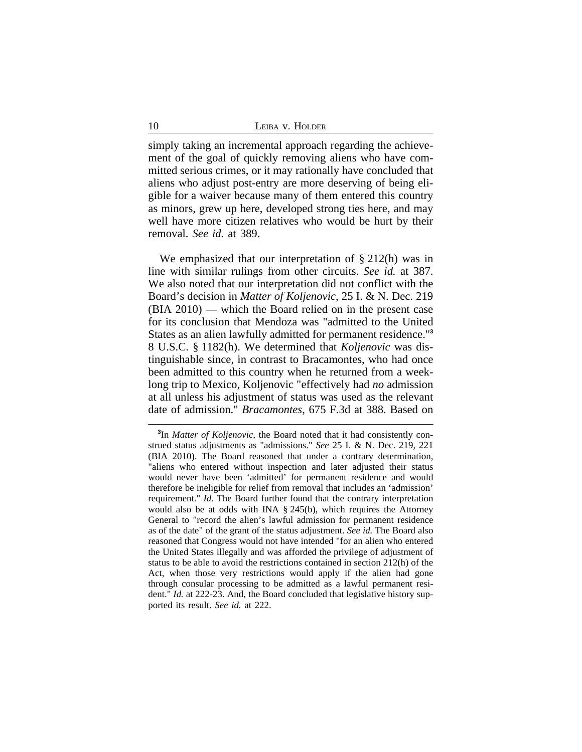simply taking an incremental approach regarding the achievement of the goal of quickly removing aliens who have committed serious crimes, or it may rationally have concluded that aliens who adjust post-entry are more deserving of being eligible for a waiver because many of them entered this country as minors, grew up here, developed strong ties here, and may well have more citizen relatives who would be hurt by their removal. *See id.* at 389.

We emphasized that our interpretation of § 212(h) was in line with similar rulings from other circuits. *See id.* at 387. We also noted that our interpretation did not conflict with the Board's decision in *Matter of Koljenovic*, 25 I. & N. Dec. 219 (BIA 2010) — which the Board relied on in the present case for its conclusion that Mendoza was "admitted to the United States as an alien lawfully admitted for permanent residence."[3] 8 U.S.C. § 1182(h). We determined that *Koljenovic* was distinguishable since, in contrast to Bracamontes, who had once been admitted to this country when he returned from a week-long trip to Mexico, Koljenovic "effectively had *no* admission at all unless his adjustment of status was used as the relevant date of admission." *Bracamontes*, 675 F.3d at 388. Based on

---

[3]In *Matter of Koljenovic*, the Board noted that it had consistently construed status adjustments as "admissions." *See* 25 I. & N. Dec. 219, 221 (BIA 2010). The Board reasoned that under a contrary determination, "aliens who entered without inspection and later adjusted their status would never have been 'admitted' for permanent residence and would therefore be ineligible for relief from removal that includes an 'admission' requirement." *Id.* The Board further found that the contrary interpretation would also be at odds with INA § 245(b), which requires the Attorney General to "record the alien's lawful admission for permanent residence as of the date" of the grant of the status adjustment. *See id.* The Board also reasoned that Congress would not have intended "for an alien who entered the United States illegally and was afforded the privilege of adjustment of status to be able to avoid the restrictions contained in section 212(h) of the Act, when those very restrictions would apply if the alien had gone through consular processing to be admitted as a lawful permanent resident." *Id.* at 222-23. And, the Board concluded that legislative history supported its result. *See id.* at 222.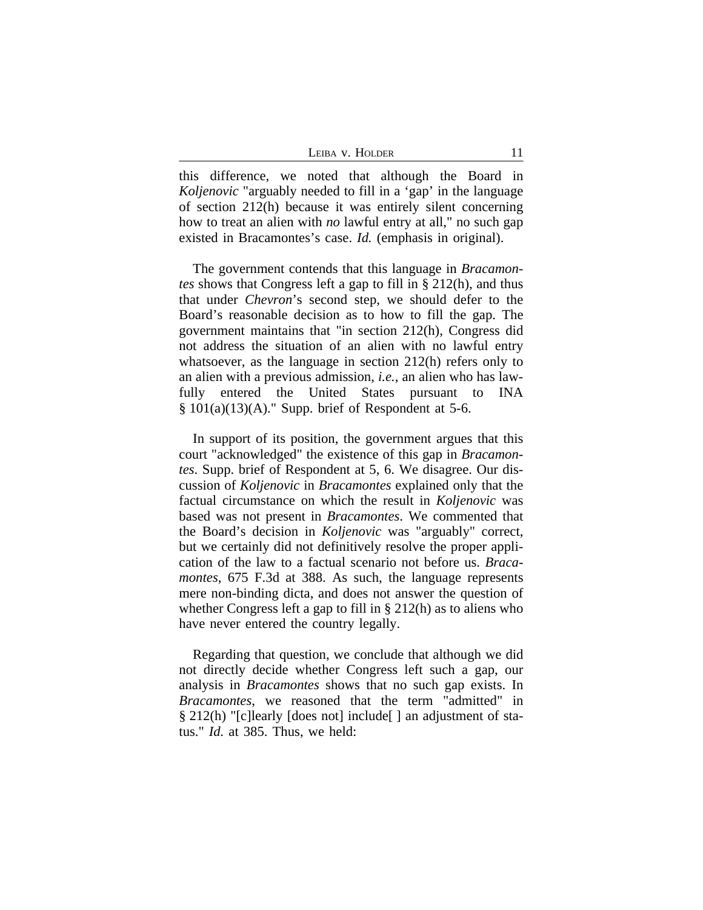this difference, we noted that although the Board in *Koljenovic* "arguably needed to fill in a 'gap' in the language of section 212(h) because it was entirely silent concerning how to treat an alien with *no* lawful entry at all," no such gap existed in Bracamontes's case. *Id.* (emphasis in original).

The government contends that this language in *Bracamontes* shows that Congress left a gap to fill in § 212(h), and thus that under *Chevron*'s second step, we should defer to the Board's reasonable decision as to how to fill the gap. The government maintains that "in section 212(h), Congress did not address the situation of an alien with no lawful entry whatsoever, as the language in section 212(h) refers only to an alien with a previous admission, *i.e.*, an alien who has lawfully entered the United States pursuant to INA § 101(a)(13)(A)." Supp. brief of Respondent at 5-6.

In support of its position, the government argues that this court "acknowledged" the existence of this gap in *Bracamontes*. Supp. brief of Respondent at 5, 6. We disagree. Our discussion of *Koljenovic* in *Bracamontes* explained only that the factual circumstance on which the result in *Koljenovic* was based was not present in *Bracamontes*. We commented that the Board's decision in *Koljenovic* was "arguably" correct, but we certainly did not definitively resolve the proper application of the law to a factual scenario not before us. *Bracamontes*, 675 F.3d at 388. As such, the language represents mere non-binding dicta, and does not answer the question of whether Congress left a gap to fill in § 212(h) as to aliens who have never entered the country legally.

Regarding that question, we conclude that although we did not directly decide whether Congress left such a gap, our analysis in *Bracamontes* shows that no such gap exists. In *Bracamontes*, we reasoned that the term "admitted" in § 212(h) "[c]learly [does not] include[ ] an adjustment of status." *Id.* at 385. Thus, we held: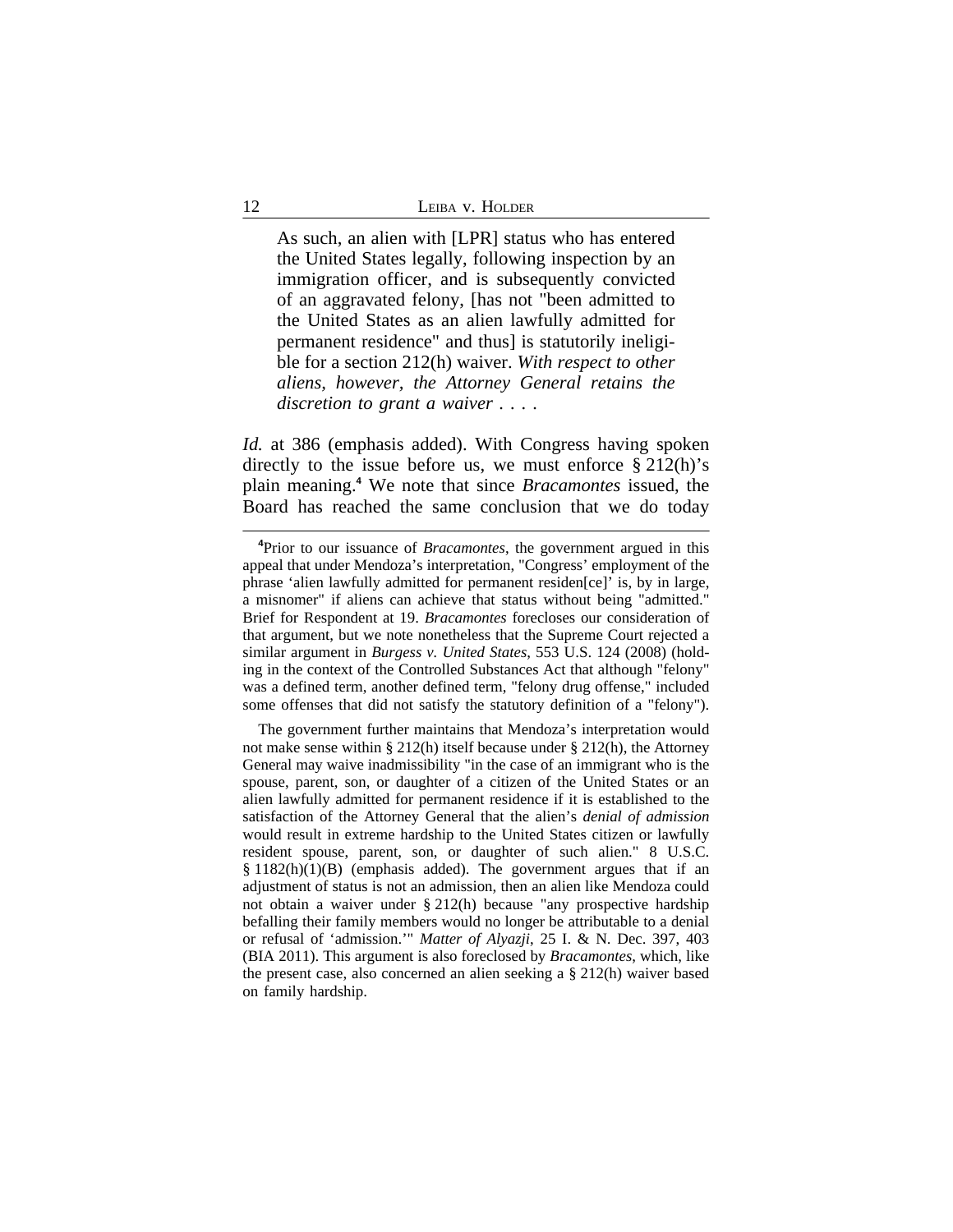> As such, an alien with [LPR] status who has entered the United States legally, following inspection by an immigration officer, and is subsequently convicted of an aggravated felony, [has not "been admitted to the United States as an alien lawfully admitted for permanent residence" and thus] is statutorily ineligible for a section 212(h) waiver. *With respect to other aliens, however, the Attorney General retains the discretion to grant a waiver . . . .*

*Id.* at 386 (emphasis added). With Congress having spoken directly to the issue before us, we must enforce § 212(h)'s plain meaning.[4] We note that since *Bracamontes* issued, the Board has reached the same conclusion that we do today

---

[4]Prior to our issuance of *Bracamontes*, the government argued in this appeal that under Mendoza's interpretation, "Congress' employment of the phrase 'alien lawfully admitted for permanent residen[ce]' is, by in large, a misnomer" if aliens can achieve that status without being "admitted." Brief for Respondent at 19. *Bracamontes* forecloses our consideration of that argument, but we note nonetheless that the Supreme Court rejected a similar argument in *Burgess v. United States*, 553 U.S. 124 (2008) (holding in the context of the Controlled Substances Act that although "felony" was a defined term, another defined term, "felony drug offense," included some offenses that did not satisfy the statutory definition of a "felony").

The government further maintains that Mendoza's interpretation would not make sense within § 212(h) itself because under § 212(h), the Attorney General may waive inadmissibility "in the case of an immigrant who is the spouse, parent, son, or daughter of a citizen of the United States or an alien lawfully admitted for permanent residence if it is established to the satisfaction of the Attorney General that the alien's *denial of admission* would result in extreme hardship to the United States citizen or lawfully resident spouse, parent, son, or daughter of such alien." 8 U.S.C. § 1182(h)(1)(B) (emphasis added). The government argues that if an adjustment of status is not an admission, then an alien like Mendoza could not obtain a waiver under § 212(h) because "any prospective hardship befalling their family members would no longer be attributable to a denial or refusal of 'admission.'" *Matter of Alyazji*, 25 I. & N. Dec. 397, 403 (BIA 2011). This argument is also foreclosed by *Bracamontes*, which, like the present case, also concerned an alien seeking a § 212(h) waiver based on family hardship.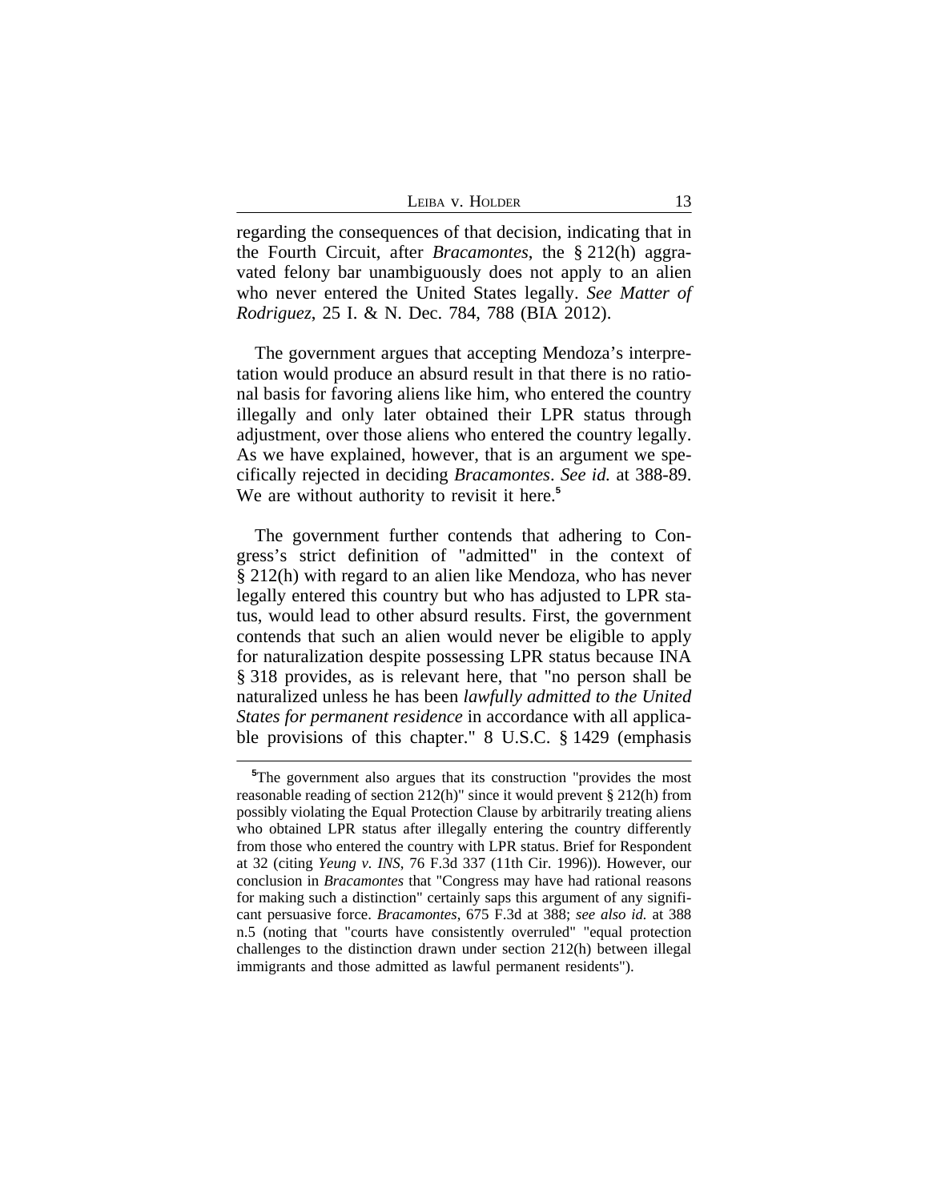regarding the consequences of that decision, indicating that in the Fourth Circuit, after *Bracamontes*, the § 212(h) aggravated felony bar unambiguously does not apply to an alien who never entered the United States legally. *See Matter of Rodriguez*, 25 I. & N. Dec. 784, 788 (BIA 2012).

The government argues that accepting Mendoza's interpretation would produce an absurd result in that there is no rational basis for favoring aliens like him, who entered the country illegally and only later obtained their LPR status through adjustment, over those aliens who entered the country legally. As we have explained, however, that is an argument we specifically rejected in deciding *Bracamontes*. *See id.* at 388-89. We are without authority to revisit it here.[5]

The government further contends that adhering to Congress's strict definition of "admitted" in the context of § 212(h) with regard to an alien like Mendoza, who has never legally entered this country but who has adjusted to LPR status, would lead to other absurd results. First, the government contends that such an alien would never be eligible to apply for naturalization despite possessing LPR status because INA § 318 provides, as is relevant here, that "no person shall be naturalized unless he has been *lawfully admitted to the United States for permanent residence* in accordance with all applicable provisions of this chapter." 8 U.S.C. § 1429 (emphasis

---

[5]The government also argues that its construction "provides the most reasonable reading of section 212(h)" since it would prevent § 212(h) from possibly violating the Equal Protection Clause by arbitrarily treating aliens who obtained LPR status after illegally entering the country differently from those who entered the country with LPR status. Brief for Respondent at 32 (citing *Yeung v. INS*, 76 F.3d 337 (11th Cir. 1996)). However, our conclusion in *Bracamontes* that "Congress may have had rational reasons for making such a distinction" certainly saps this argument of any significant persuasive force. *Bracamontes*, 675 F.3d at 388; *see also id.* at 388 n.5 (noting that "courts have consistently overruled" "equal protection challenges to the distinction drawn under section 212(h) between illegal immigrants and those admitted as lawful permanent residents").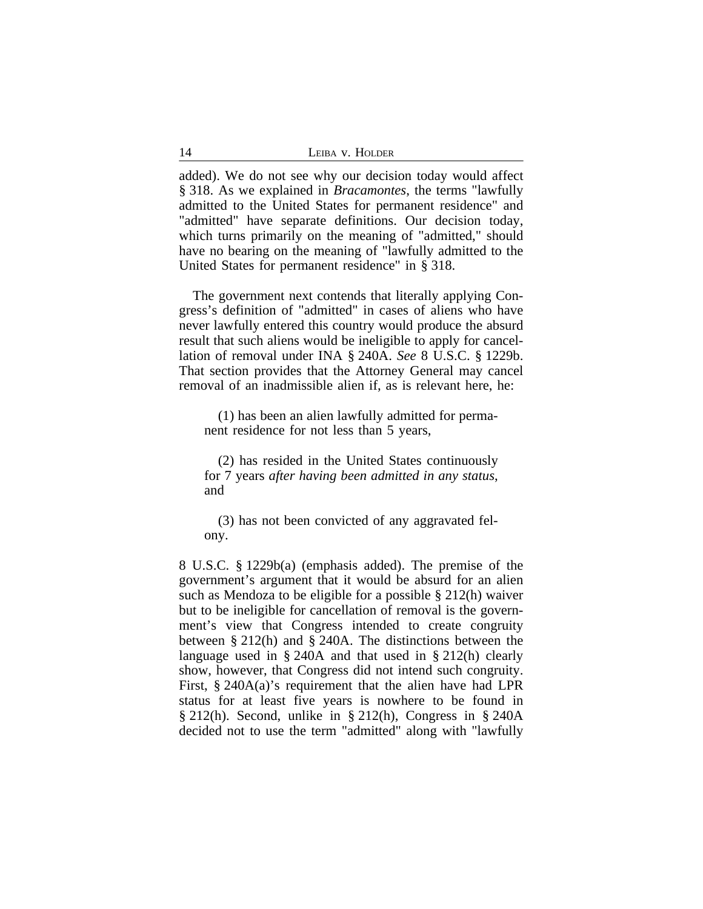added). We do not see why our decision today would affect § 318. As we explained in *Bracamontes*, the terms "lawfully admitted to the United States for permanent residence" and "admitted" have separate definitions. Our decision today, which turns primarily on the meaning of "admitted," should have no bearing on the meaning of "lawfully admitted to the United States for permanent residence" in § 318.

The government next contends that literally applying Congress's definition of "admitted" in cases of aliens who have never lawfully entered this country would produce the absurd result that such aliens would be ineligible to apply for cancellation of removal under INA § 240A. *See* 8 U.S.C. § 1229b. That section provides that the Attorney General may cancel removal of an inadmissible alien if, as is relevant here, he:

> (1) has been an alien lawfully admitted for permanent residence for not less than 5 years,
>
> (2) has resided in the United States continuously for 7 years *after having been admitted in any status*, and
>
> (3) has not been convicted of any aggravated felony.

8 U.S.C. § 1229b(a) (emphasis added). The premise of the government's argument that it would be absurd for an alien such as Mendoza to be eligible for a possible § 212(h) waiver but to be ineligible for cancellation of removal is the government's view that Congress intended to create congruity between § 212(h) and § 240A. The distinctions between the language used in § 240A and that used in § 212(h) clearly show, however, that Congress did not intend such congruity. First, § 240A(a)'s requirement that the alien have had LPR status for at least five years is nowhere to be found in § 212(h). Second, unlike in § 212(h), Congress in § 240A decided not to use the term "admitted" along with "lawfully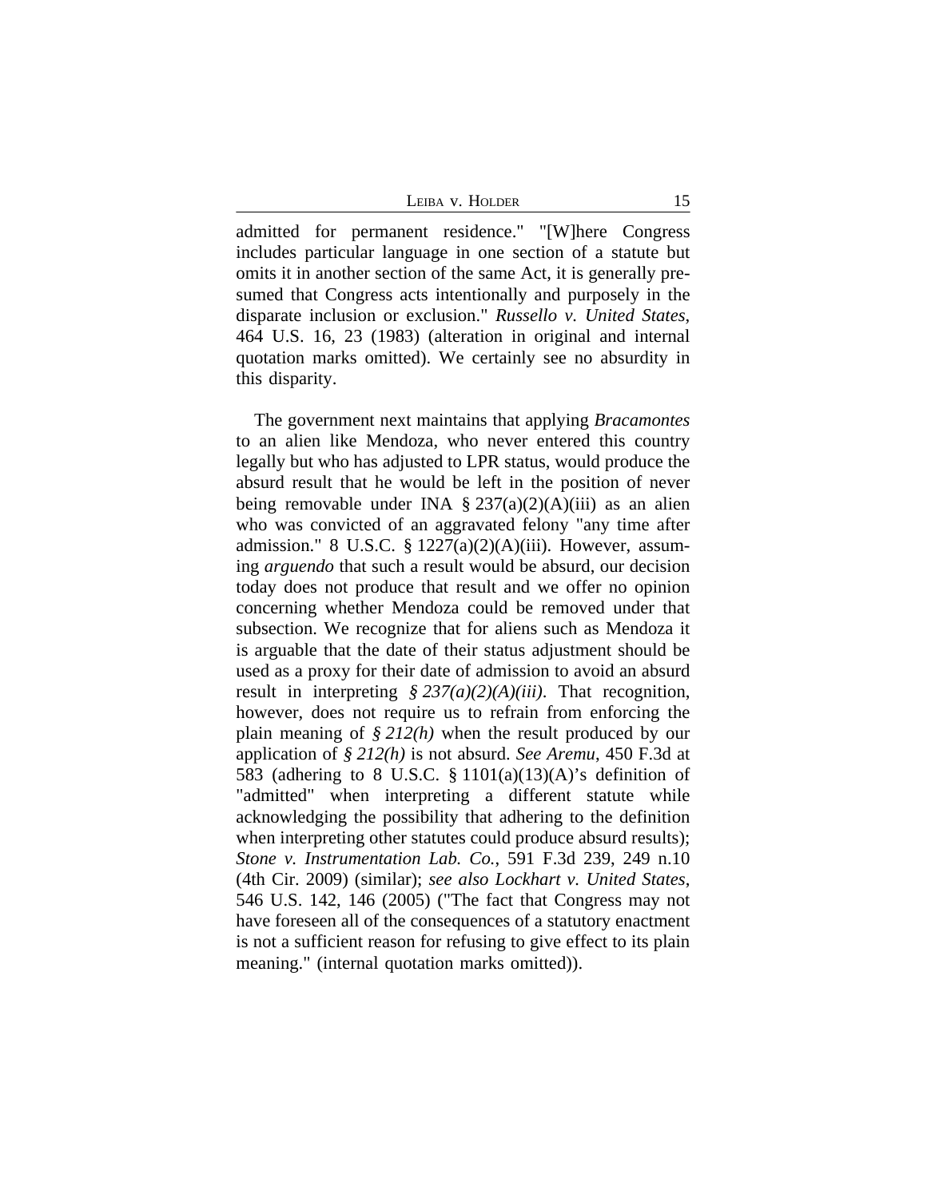admitted for permanent residence." "[W]here Congress includes particular language in one section of a statute but omits it in another section of the same Act, it is generally presumed that Congress acts intentionally and purposely in the disparate inclusion or exclusion." *Russello v. United States*, 464 U.S. 16, 23 (1983) (alteration in original and internal quotation marks omitted). We certainly see no absurdity in this disparity.

The government next maintains that applying *Bracamontes* to an alien like Mendoza, who never entered this country legally but who has adjusted to LPR status, would produce the absurd result that he would be left in the position of never being removable under INA § 237(a)(2)(A)(iii) as an alien who was convicted of an aggravated felony "any time after admission." 8 U.S.C. § 1227(a)(2)(A)(iii). However, assuming *arguendo* that such a result would be absurd, our decision today does not produce that result and we offer no opinion concerning whether Mendoza could be removed under that subsection. We recognize that for aliens such as Mendoza it is arguable that the date of their status adjustment should be used as a proxy for their date of admission to avoid an absurd result in interpreting *§ 237(a)(2)(A)(iii)*. That recognition, however, does not require us to refrain from enforcing the plain meaning of *§ 212(h)* when the result produced by our application of *§ 212(h)* is not absurd. *See Aremu*, 450 F.3d at 583 (adhering to 8 U.S.C. § 1101(a)(13)(A)'s definition of "admitted" when interpreting a different statute while acknowledging the possibility that adhering to the definition when interpreting other statutes could produce absurd results); *Stone v. Instrumentation Lab. Co.*, 591 F.3d 239, 249 n.10 (4th Cir. 2009) (similar); *see also Lockhart v. United States*, 546 U.S. 142, 146 (2005) ("The fact that Congress may not have foreseen all of the consequences of a statutory enactment is not a sufficient reason for refusing to give effect to its plain meaning." (internal quotation marks omitted)).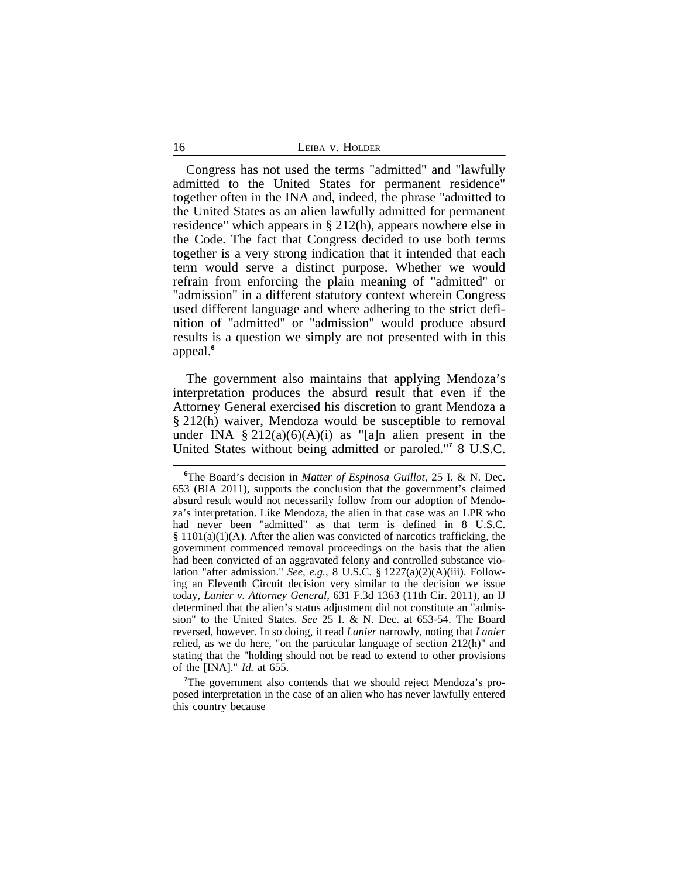Congress has not used the terms "admitted" and "lawfully admitted to the United States for permanent residence" together often in the INA and, indeed, the phrase "admitted to the United States as an alien lawfully admitted for permanent residence" which appears in § 212(h), appears nowhere else in the Code. The fact that Congress decided to use both terms together is a very strong indication that it intended that each term would serve a distinct purpose. Whether we would refrain from enforcing the plain meaning of "admitted" or "admission" in a different statutory context wherein Congress used different language and where adhering to the strict definition of "admitted" or "admission" would produce absurd results is a question we simply are not presented with in this appeal.[6]

The government also maintains that applying Mendoza's interpretation produces the absurd result that even if the Attorney General exercised his discretion to grant Mendoza a § 212(h) waiver, Mendoza would be susceptible to removal under INA § 212(a)(6)(A)(i) as "[a]n alien present in the United States without being admitted or paroled."[7] 8 U.S.C.

[6] The Board's decision in *Matter of Espinosa Guillot*, 25 I. & N. Dec. 653 (BIA 2011), supports the conclusion that the government's claimed absurd result would not necessarily follow from our adoption of Mendoza's interpretation. Like Mendoza, the alien in that case was an LPR who had never been "admitted" as that term is defined in 8 U.S.C. § 1101(a)(1)(A). After the alien was convicted of narcotics trafficking, the government commenced removal proceedings on the basis that the alien had been convicted of an aggravated felony and controlled substance violation "after admission." *See, e.g.*, 8 U.S.C. § 1227(a)(2)(A)(iii). Following an Eleventh Circuit decision very similar to the decision we issue today, *Lanier v. Attorney General*, 631 F.3d 1363 (11th Cir. 2011), an IJ determined that the alien's status adjustment did not constitute an "admission" to the United States. *See* 25 I. & N. Dec. at 653-54. The Board reversed, however. In so doing, it read *Lanier* narrowly, noting that *Lanier* relied, as we do here, "on the particular language of section 212(h)" and stating that the "holding should not be read to extend to other provisions of the [INA]." *Id.* at 655.

[7] The government also contends that we should reject Mendoza's proposed interpretation in the case of an alien who has never lawfully entered this country because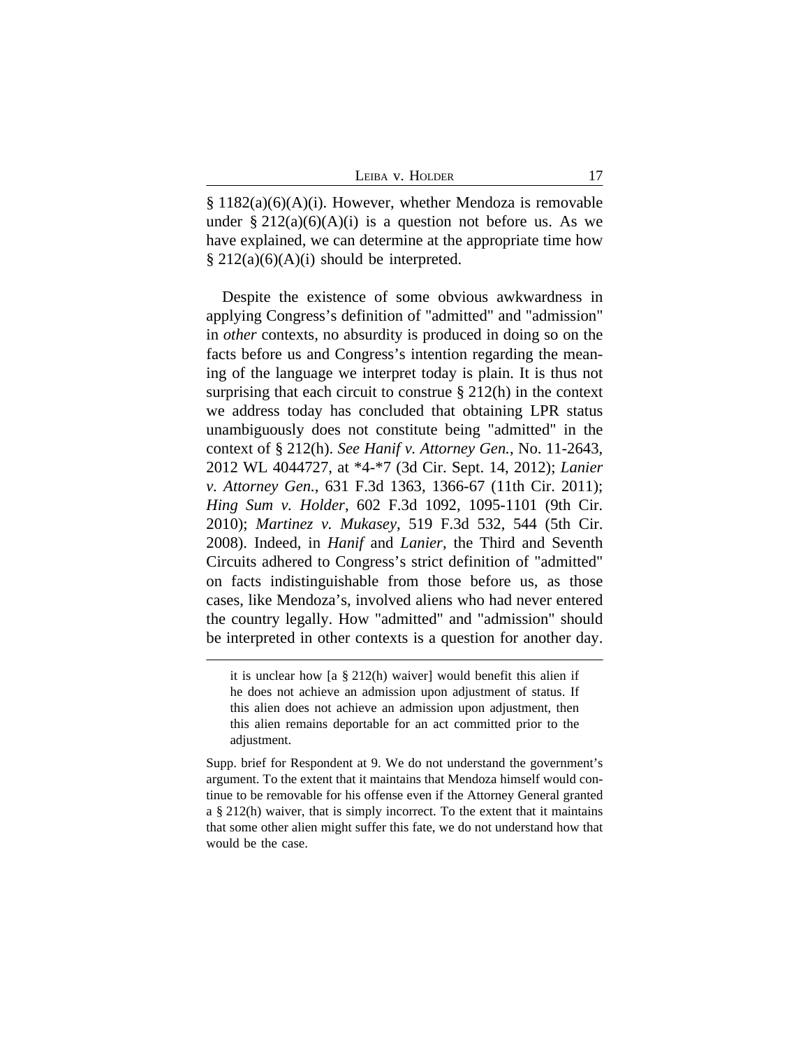§ 1182(a)(6)(A)(i). However, whether Mendoza is removable under § 212(a)(6)(A)(i) is a question not before us. As we have explained, we can determine at the appropriate time how § 212(a)(6)(A)(i) should be interpreted.

Despite the existence of some obvious awkwardness in applying Congress's definition of "admitted" and "admission" in *other* contexts, no absurdity is produced in doing so on the facts before us and Congress's intention regarding the meaning of the language we interpret today is plain. It is thus not surprising that each circuit to construe § 212(h) in the context we address today has concluded that obtaining LPR status unambiguously does not constitute being "admitted" in the context of § 212(h). *See Hanif v. Attorney Gen.*, No. 11-2643, 2012 WL 4044727, at *4-*7 (3d Cir. Sept. 14, 2012); *Lanier v. Attorney Gen.*, 631 F.3d 1363, 1366-67 (11th Cir. 2011); *Hing Sum v. Holder*, 602 F.3d 1092, 1095-1101 (9th Cir. 2010); *Martinez v. Mukasey*, 519 F.3d 532, 544 (5th Cir. 2008). Indeed, in *Hanif* and *Lanier*, the Third and Seventh Circuits adhered to Congress's strict definition of "admitted" on facts indistinguishable from those before us, as those cases, like Mendoza's, involved aliens who had never entered the country legally. How "admitted" and "admission" should be interpreted in other contexts is a question for another day.

---

> it is unclear how [a § 212(h) waiver] would benefit this alien if he does not achieve an admission upon adjustment of status. If this alien does not achieve an admission upon adjustment, then this alien remains deportable for an act committed prior to the adjustment.

Supp. brief for Respondent at 9. We do not understand the government's argument. To the extent that it maintains that Mendoza himself would continue to be removable for his offense even if the Attorney General granted a § 212(h) waiver, that is simply incorrect. To the extent that it maintains that some other alien might suffer this fate, we do not understand how that would be the case.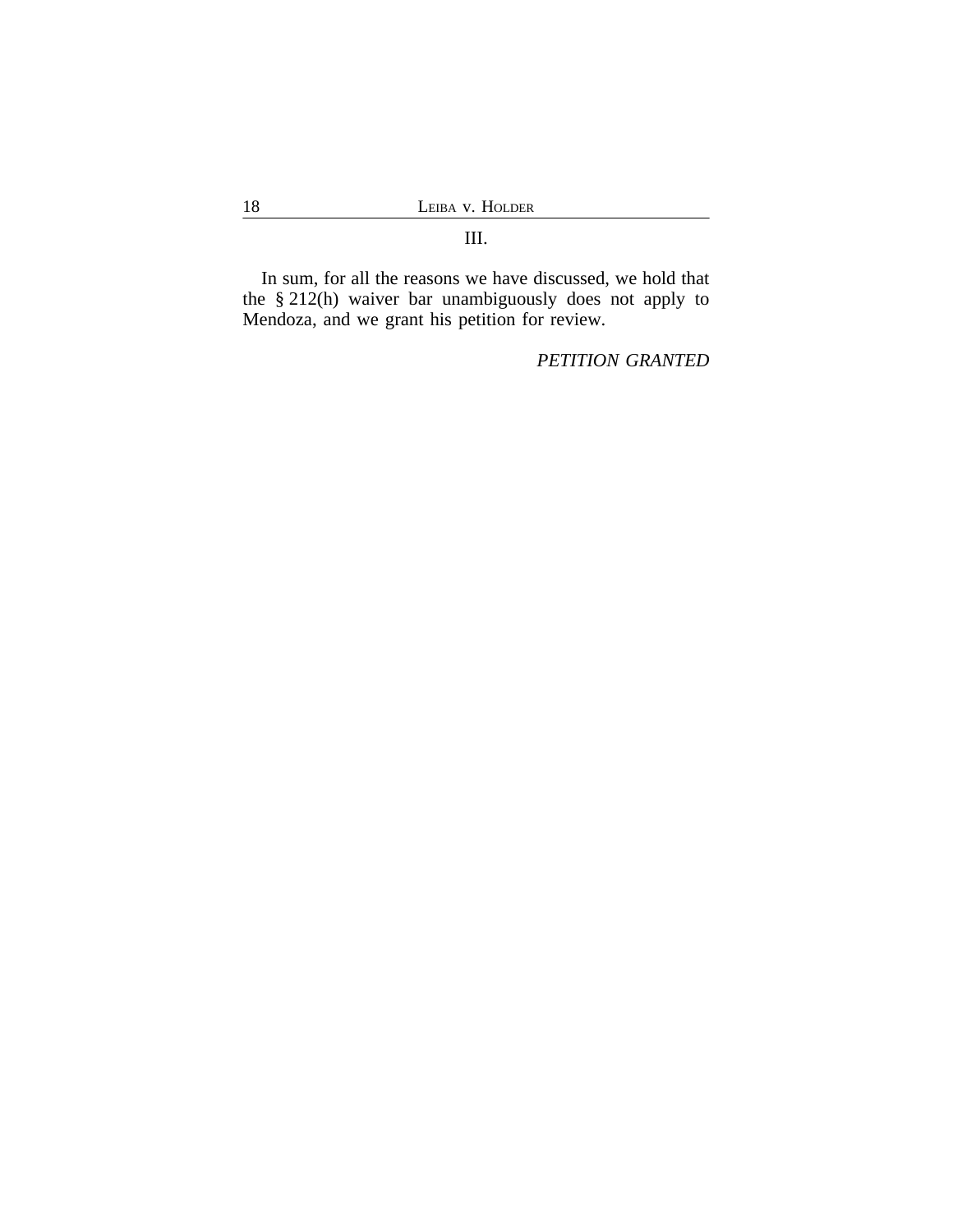III.

In sum, for all the reasons we have discussed, we hold that the § 212(h) waiver bar unambiguously does not apply to Mendoza, and we grant his petition for review.

*PETITION GRANTED*